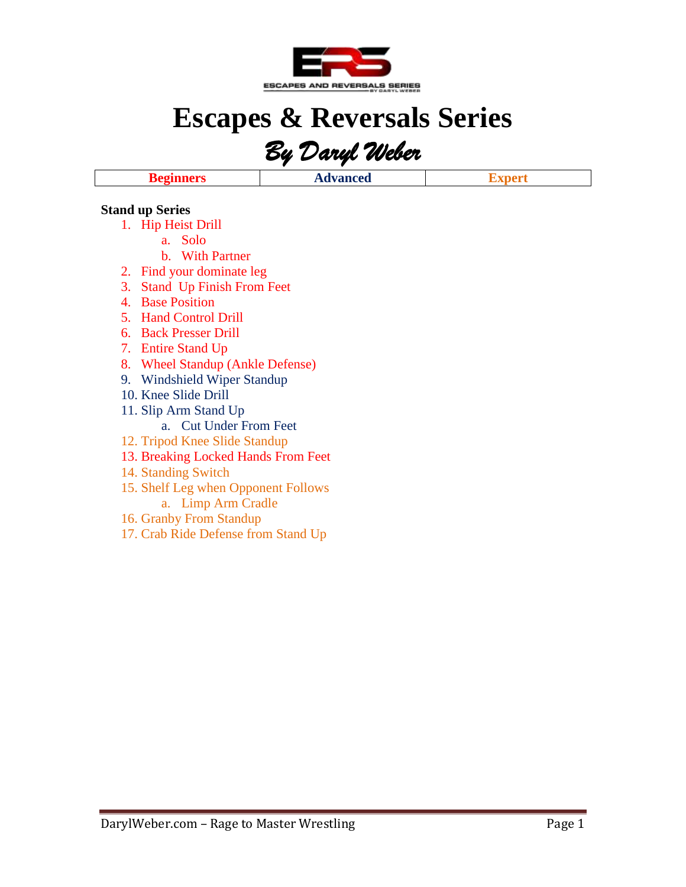# Escapes & Reversals Series

## *By Daryl Weber*

| Beginners | Advanced | Expert |
|---|---|---|

**Stand up Series**

1. Hip Heist Drill
   a. Solo
   b. With Partner
2. Find your dominate leg
3. Stand  Up Finish From Feet
4. Base Position
5. Hand Control Drill
6. Back Presser Drill
7. Entire Stand Up
8. Wheel Standup (Ankle Defense)
9. Windshield Wiper Standup
10. Knee Slide Drill
11. Slip Arm Stand Up
    a. Cut Under From Feet
12. Tripod Knee Slide Standup
13. Breaking Locked Hands From Feet
14. Standing Switch
15. Shelf Leg when Opponent Follows
    a. Limp Arm Cradle
16. Granby From Standup
17. Crab Ride Defense from Stand Up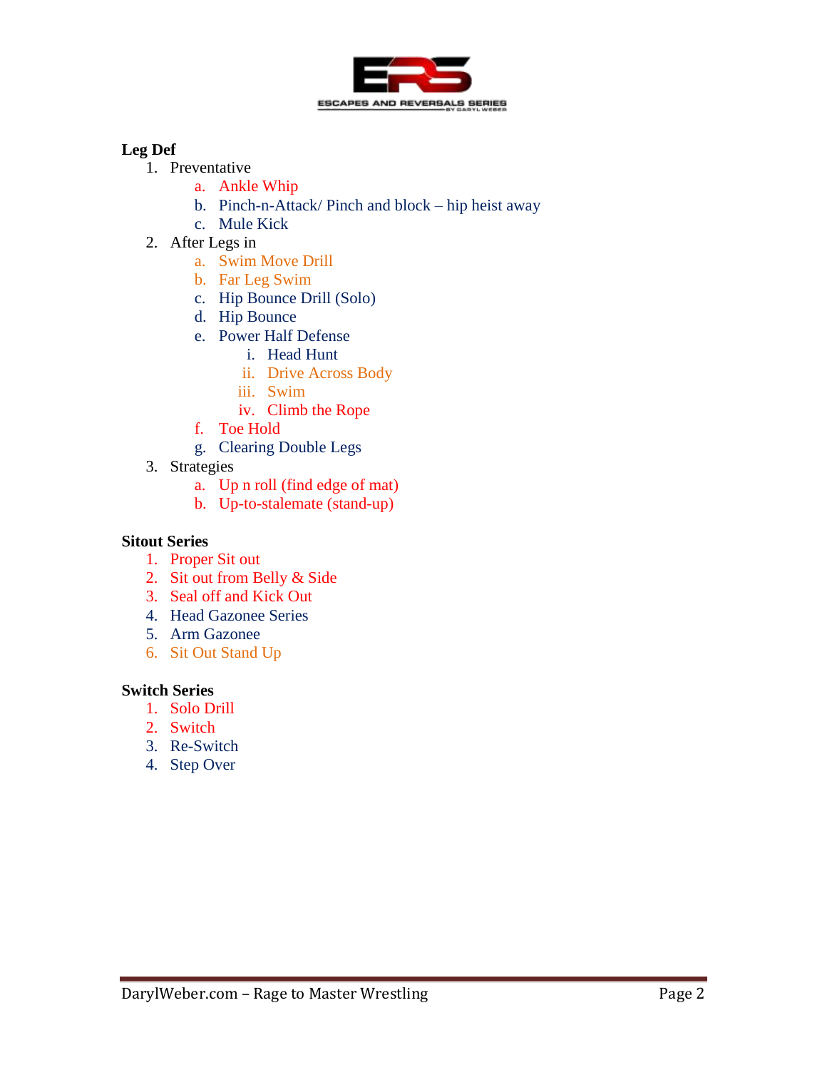**Leg Def**

1. Preventative
   a. Ankle Whip
   b. Pinch-n-Attack/ Pinch and block – hip heist away
   c. Mule Kick
2. After Legs in
   a. Swim Move Drill
   b. Far Leg Swim
   c. Hip Bounce Drill (Solo)
   d. Hip Bounce
   e. Power Half Defense
      i. Head Hunt
      ii. Drive Across Body
      iii. Swim
      iv. Climb the Rope
   f. Toe Hold
   g. Clearing Double Legs
3. Strategies
   a. Up n roll (find edge of mat)
   b. Up-to-stalemate (stand-up)

**Sitout Series**

1. Proper Sit out
2. Sit out from Belly & Side
3. Seal off and Kick Out
4. Head Gazonee Series
5. Arm Gazonee
6. Sit Out Stand Up

**Switch Series**

1. Solo Drill
2. Switch
3. Re-Switch
4. Step Over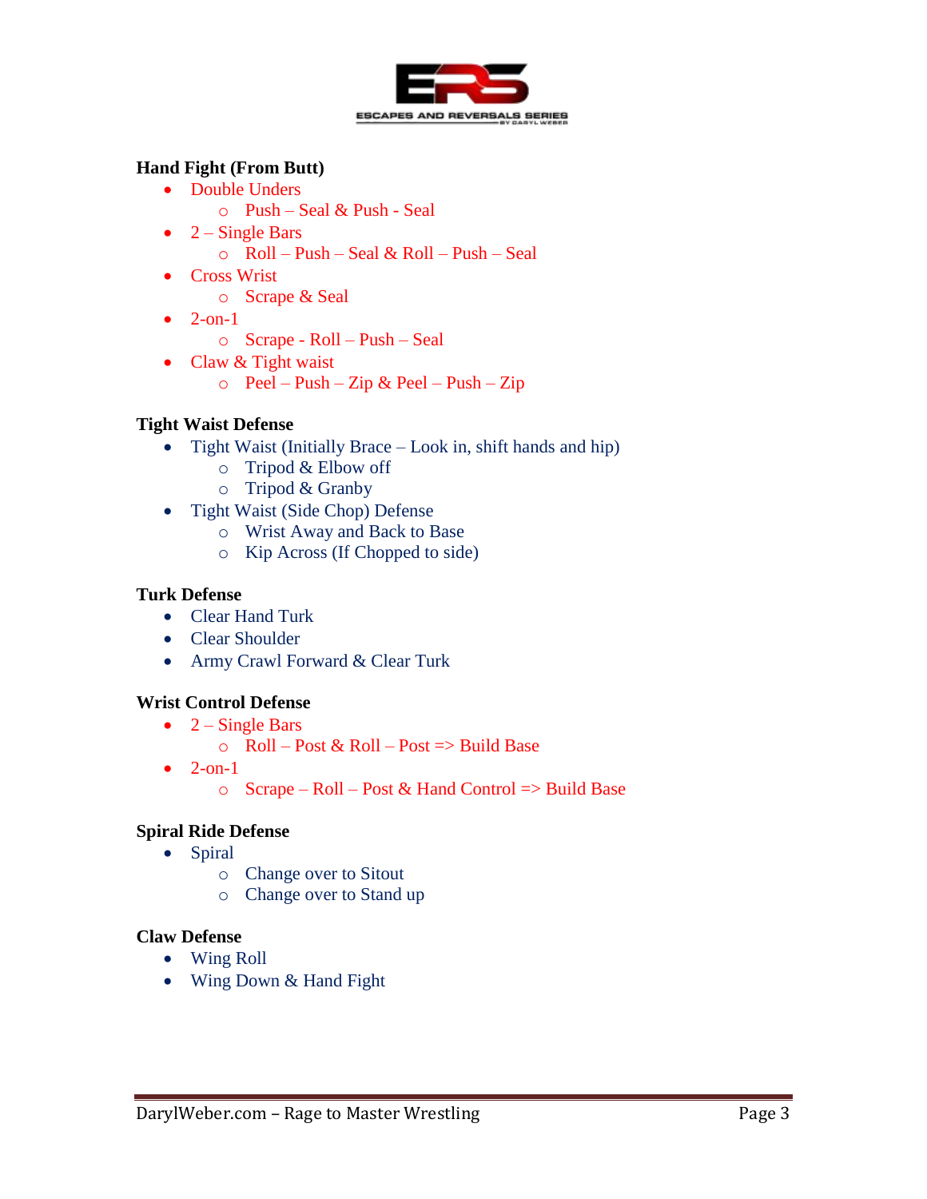**Hand Fight (From Butt)**

- Double Unders
  - Push – Seal & Push - Seal
- 2 – Single Bars
  - Roll – Push – Seal & Roll – Push – Seal
- Cross Wrist
  - Scrape & Seal
- 2-on-1
  - Scrape - Roll – Push – Seal
- Claw & Tight waist
  - Peel – Push – Zip & Peel – Push – Zip

**Tight Waist Defense**

- Tight Waist (Initially Brace – Look in, shift hands and hip)
  - Tripod & Elbow off
  - Tripod & Granby
- Tight Waist (Side Chop) Defense
  - Wrist Away and Back to Base
  - Kip Across (If Chopped to side)

**Turk Defense**

- Clear Hand Turk
- Clear Shoulder
- Army Crawl Forward & Clear Turk

**Wrist Control Defense**

- 2 – Single Bars
  - Roll – Post & Roll – Post => Build Base
- 2-on-1
  - Scrape – Roll – Post & Hand Control => Build Base

**Spiral Ride Defense**

- Spiral
  - Change over to Sitout
  - Change over to Stand up

**Claw Defense**

- Wing Roll
- Wing Down & Hand Fight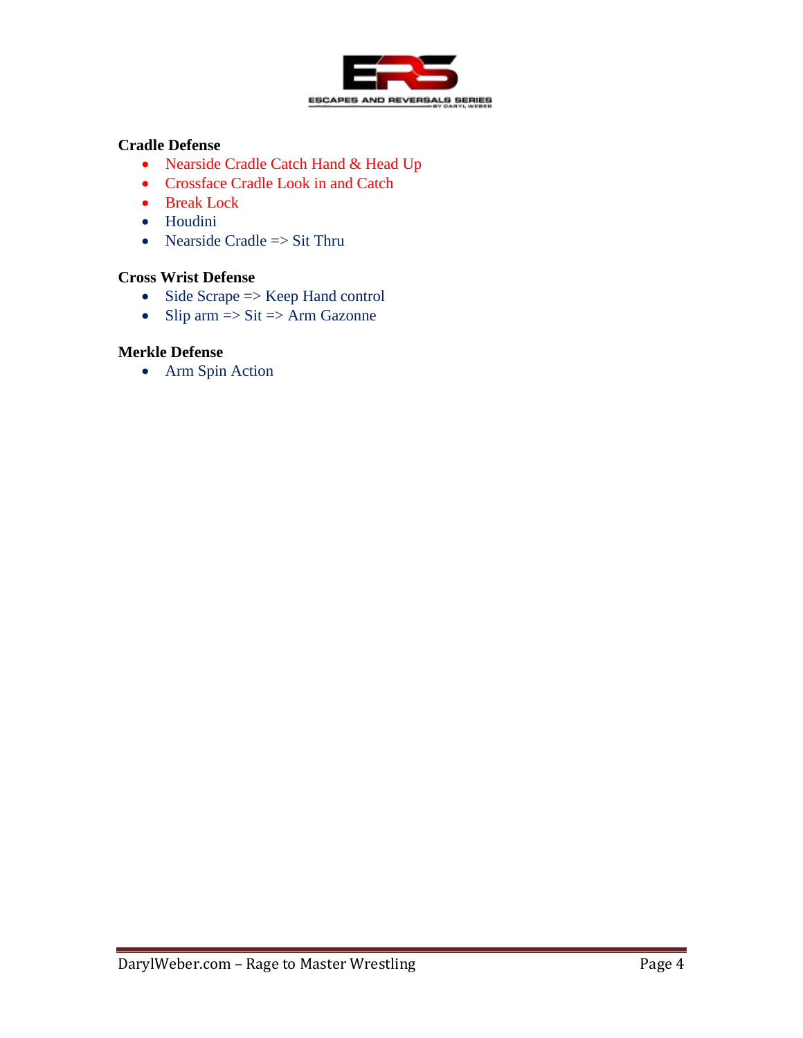**Cradle Defense**

- Nearside Cradle Catch Hand & Head Up
- Crossface Cradle Look in and Catch
- Break Lock
- Houdini
- Nearside Cradle => Sit Thru

**Cross Wrist Defense**

- Side Scrape => Keep Hand control
- Slip arm => Sit => Arm Gazonne

**Merkle Defense**

- Arm Spin Action